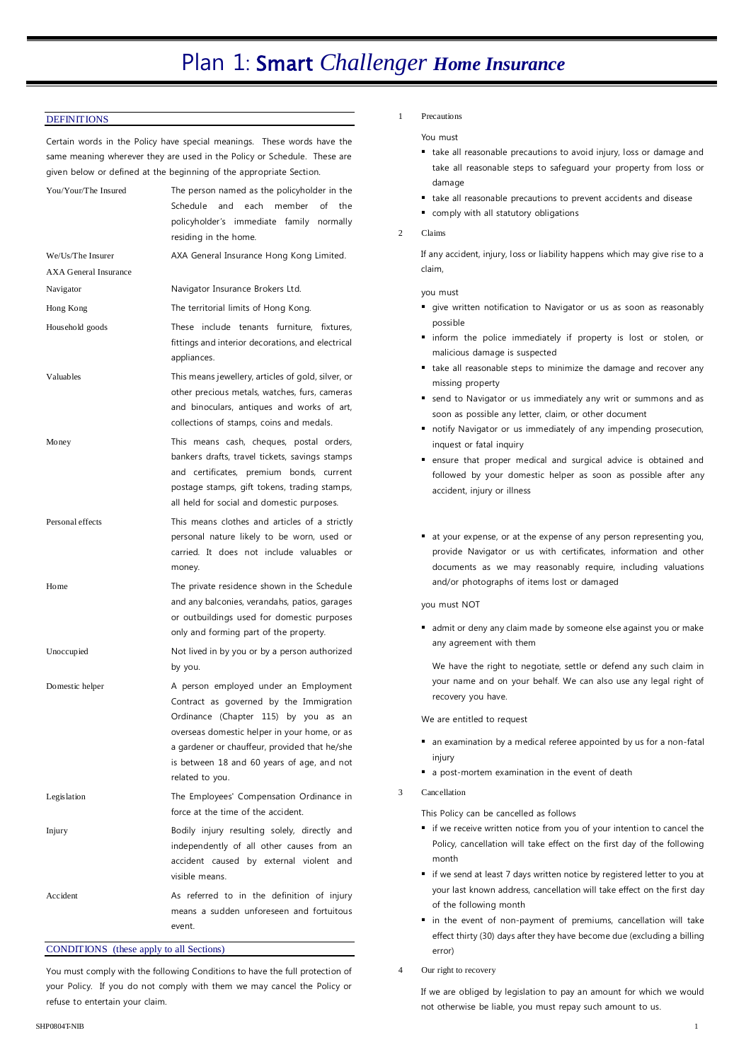# Plan 1: **Smart** *Challenger* ***Home Insurance***

## DEFINITIONS

Certain words in the Policy have special meanings. These words have the same meaning wherever they are used in the Policy or Schedule. These are given below or defined at the beginning of the appropriate Section.

| | |
|---|---|
| You/Your/The Insured | The person named as the policyholder in the Schedule and each member of the policyholder's immediate family normally residing in the home. |
| We/Us/The Insurer<br>AXA General Insurance | AXA General Insurance Hong Kong Limited. |
| Navigator | Navigator Insurance Brokers Ltd. |
| Hong Kong | The territorial limits of Hong Kong. |
| Household goods | These include tenants furniture, fixtures, fittings and interior decorations, and electrical appliances. |
| Valuables | This means jewellery, articles of gold, silver, or other precious metals, watches, furs, cameras and binoculars, antiques and works of art, collections of stamps, coins and medals. |
| Money | This means cash, cheques, postal orders, bankers drafts, travel tickets, savings stamps and certificates, premium bonds, current postage stamps, gift tokens, trading stamps, all held for social and domestic purposes. |
| Personal effects | This means clothes and articles of a strictly personal nature likely to be worn, used or carried. It does not include valuables or money. |
| Home | The private residence shown in the Schedule and any balconies, verandahs, patios, garages or outbuildings used for domestic purposes only and forming part of the property. |
| Unoccupied | Not lived in by you or by a person authorized by you. |
| Domestic helper | A person employed under an Employment Contract as governed by the Immigration Ordinance (Chapter 115) by you as an overseas domestic helper in your home, or as a gardener or chauffeur, provided that he/she is between 18 and 60 years of age, and not related to you. |
| Legislation | The Employees' Compensation Ordinance in force at the time of the accident. |
| Injury | Bodily injury resulting solely, directly and independently of all other causes from an accident caused by external violent and visible means. |
| Accident | As referred to in the definition of injury means a sudden unforeseen and fortuitous event. |

## CONDITIONS (these apply to all Sections)

You must comply with the following Conditions to have the full protection of your Policy. If you do not comply with them we may cancel the Policy or refuse to entertain your claim.

1 Precautions

You must

- take all reasonable precautions to avoid injury, loss or damage and take all reasonable steps to safeguard your property from loss or damage
- take all reasonable precautions to prevent accidents and disease
- comply with all statutory obligations

2 Claims

If any accident, injury, loss or liability happens which may give rise to a claim,

you must

- give written notification to Navigator or us as soon as reasonably possible
- inform the police immediately if property is lost or stolen, or malicious damage is suspected
- take all reasonable steps to minimize the damage and recover any missing property
- send to Navigator or us immediately any writ or summons and as soon as possible any letter, claim, or other document
- notify Navigator or us immediately of any impending prosecution, inquest or fatal inquiry
- ensure that proper medical and surgical advice is obtained and followed by your domestic helper as soon as possible after any accident, injury or illness
- at your expense, or at the expense of any person representing you, provide Navigator or us with certificates, information and other documents as we may reasonably require, including valuations and/or photographs of items lost or damaged

you must NOT

- admit or deny any claim made by someone else against you or make any agreement with them

  We have the right to negotiate, settle or defend any such claim in your name and on your behalf. We can also use any legal right of recovery you have.

We are entitled to request

- an examination by a medical referee appointed by us for a non-fatal injury
- a post-mortem examination in the event of death

3 Cancellation

This Policy can be cancelled as follows

- if we receive written notice from you of your intention to cancel the Policy, cancellation will take effect on the first day of the following month
- if we send at least 7 days written notice by registered letter to you at your last known address, cancellation will take effect on the first day of the following month
- in the event of non-payment of premiums, cancellation will take effect thirty (30) days after they have become due (excluding a billing error)

4 Our right to recovery

If we are obliged by legislation to pay an amount for which we would not otherwise be liable, you must repay such amount to us.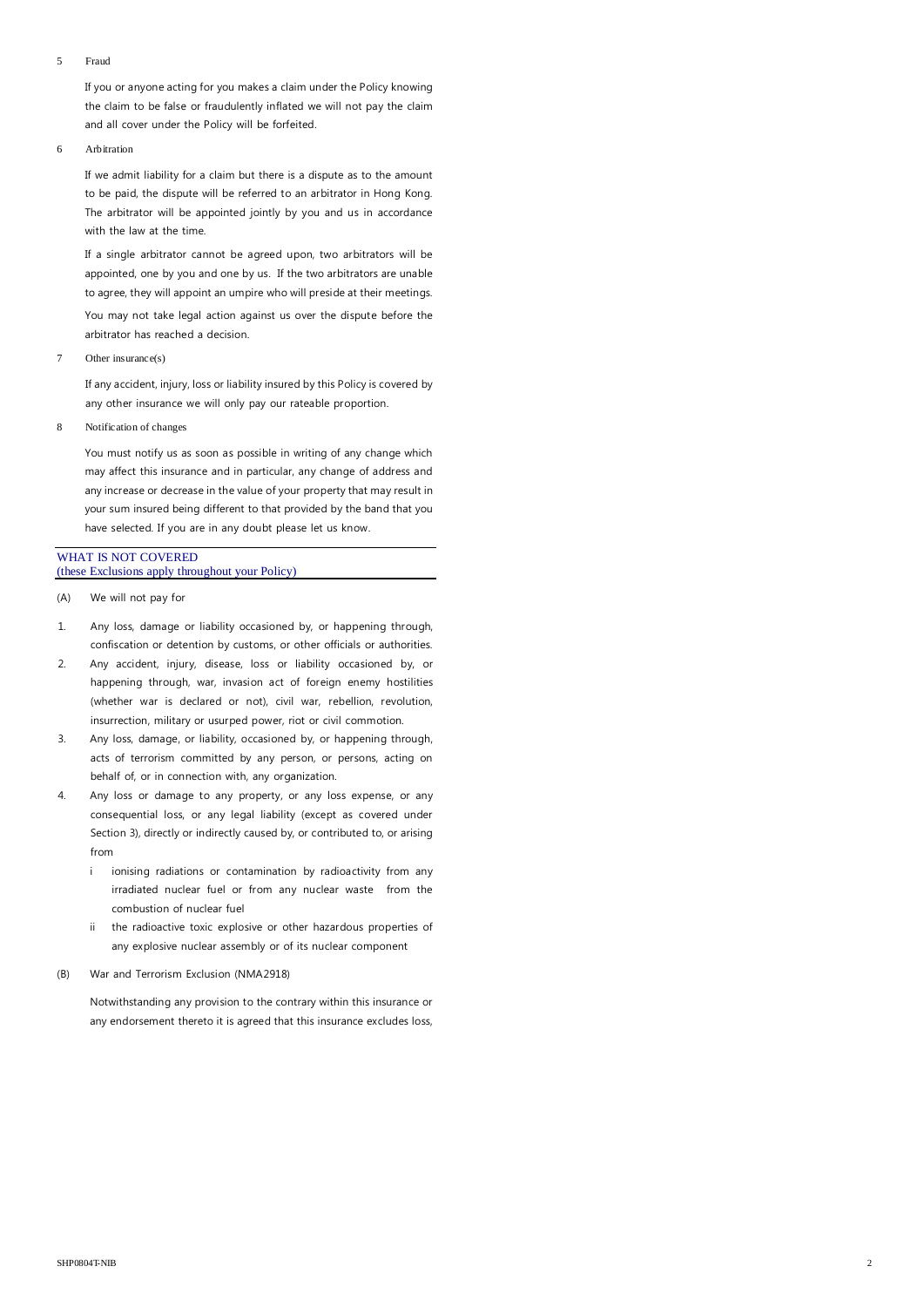5 Fraud

If you or anyone acting for you makes a claim under the Policy knowing the claim to be false or fraudulently inflated we will not pay the claim and all cover under the Policy will be forfeited.

6 Arbitration

If we admit liability for a claim but there is a dispute as to the amount to be paid, the dispute will be referred to an arbitrator in Hong Kong. The arbitrator will be appointed jointly by you and us in accordance with the law at the time.

If a single arbitrator cannot be agreed upon, two arbitrators will be appointed, one by you and one by us. If the two arbitrators are unable to agree, they will appoint an umpire who will preside at their meetings.

You may not take legal action against us over the dispute before the arbitrator has reached a decision.

7 Other insurance(s)

If any accident, injury, loss or liability insured by this Policy is covered by any other insurance we will only pay our rateable proportion.

8 Notification of changes

You must notify us as soon as possible in writing of any change which may affect this insurance and in particular, any change of address and any increase or decrease in the value of your property that may result in your sum insured being different to that provided by the band that you have selected. If you are in any doubt please let us know.

## WHAT IS NOT COVERED
(these Exclusions apply throughout your Policy)

(A) We will not pay for

1. Any loss, damage or liability occasioned by, or happening through, confiscation or detention by customs, or other officials or authorities.
2. Any accident, injury, disease, loss or liability occasioned by, or happening through, war, invasion act of foreign enemy hostilities (whether war is declared or not), civil war, rebellion, revolution, insurrection, military or usurped power, riot or civil commotion.
3. Any loss, damage, or liability, occasioned by, or happening through, acts of terrorism committed by any person, or persons, acting on behalf of, or in connection with, any organization.
4. Any loss or damage to any property, or any loss expense, or any consequential loss, or any legal liability (except as covered under Section 3), directly or indirectly caused by, or contributed to, or arising from
   - i ionising radiations or contamination by radioactivity from any irradiated nuclear fuel or from any nuclear waste from the combustion of nuclear fuel
   - ii the radioactive toxic explosive or other hazardous properties of any explosive nuclear assembly or of its nuclear component

(B) War and Terrorism Exclusion (NMA2918)

Notwithstanding any provision to the contrary within this insurance or any endorsement thereto it is agreed that this insurance excludes loss,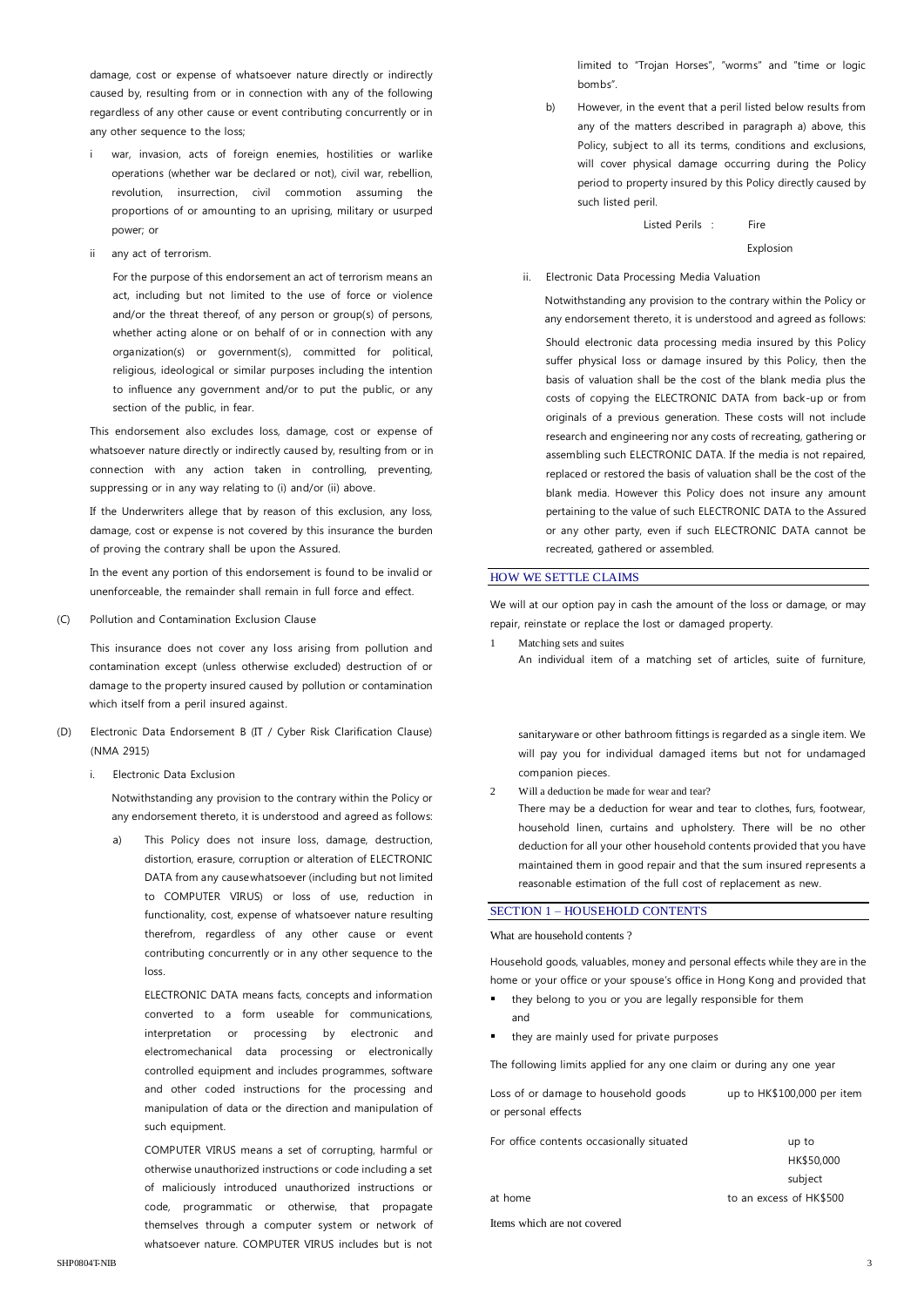damage, cost or expense of whatsoever nature directly or indirectly caused by, resulting from or in connection with any of the following regardless of any other cause or event contributing concurrently or in any other sequence to the loss;

i war, invasion, acts of foreign enemies, hostilities or warlike operations (whether war be declared or not), civil war, rebellion, revolution, insurrection, civil commotion assuming the proportions of or amounting to an uprising, military or usurped power; or

ii any act of terrorism.

For the purpose of this endorsement an act of terrorism means an act, including but not limited to the use of force or violence and/or the threat thereof, of any person or group(s) of persons, whether acting alone or on behalf of or in connection with any organization(s) or government(s), committed for political, religious, ideological or similar purposes including the intention to influence any government and/or to put the public, or any section of the public, in fear.

This endorsement also excludes loss, damage, cost or expense of whatsoever nature directly or indirectly caused by, resulting from or in connection with any action taken in controlling, preventing, suppressing or in any way relating to (i) and/or (ii) above.

If the Underwriters allege that by reason of this exclusion, any loss, damage, cost or expense is not covered by this insurance the burden of proving the contrary shall be upon the Assured.

In the event any portion of this endorsement is found to be invalid or unenforceable, the remainder shall remain in full force and effect.

(C) Pollution and Contamination Exclusion Clause

This insurance does not cover any loss arising from pollution and contamination except (unless otherwise excluded) destruction of or damage to the property insured caused by pollution or contamination which itself from a peril insured against.

(D) Electronic Data Endorsement B (IT / Cyber Risk Clarification Clause) (NMA 2915)

i. Electronic Data Exclusion

Notwithstanding any provision to the contrary within the Policy or any endorsement thereto, it is understood and agreed as follows:

a) This Policy does not insure loss, damage, destruction, distortion, erasure, corruption or alteration of ELECTRONIC DATA from any causewhatsoever (including but not limited to COMPUTER VIRUS) or loss of use, reduction in functionality, cost, expense of whatsoever nature resulting therefrom, regardless of any other cause or event contributing concurrently or in any other sequence to the loss.

ELECTRONIC DATA means facts, concepts and information converted to a form useable for communications, interpretation or processing by electronic and electromechanical data processing or electronically controlled equipment and includes programmes, software and other coded instructions for the processing and manipulation of data or the direction and manipulation of such equipment.

COMPUTER VIRUS means a set of corrupting, harmful or otherwise unauthorized instructions or code including a set of maliciously introduced unauthorized instructions or code, programmatic or otherwise, that propagate themselves through a computer system or network of whatsoever nature. COMPUTER VIRUS includes but is not limited to "Trojan Horses", "worms" and "time or logic bombs".

b) However, in the event that a peril listed below results from any of the matters described in paragraph a) above, this Policy, subject to all its terms, conditions and exclusions, will cover physical damage occurring during the Policy period to property insured by this Policy directly caused by such listed peril.

Listed Perils : Fire
Explosion

ii. Electronic Data Processing Media Valuation

Notwithstanding any provision to the contrary within the Policy or any endorsement thereto, it is understood and agreed as follows:

Should electronic data processing media insured by this Policy suffer physical loss or damage insured by this Policy, then the basis of valuation shall be the cost of the blank media plus the costs of copying the ELECTRONIC DATA from back-up or from originals of a previous generation. These costs will not include research and engineering nor any costs of recreating, gathering or assembling such ELECTRONIC DATA. If the media is not repaired, replaced or restored the basis of valuation shall be the cost of the blank media. However this Policy does not insure any amount pertaining to the value of such ELECTRONIC DATA to the Assured or any other party, even if such ELECTRONIC DATA cannot be recreated, gathered or assembled.

## HOW WE SETTLE CLAIMS

We will at our option pay in cash the amount of the loss or damage, or may repair, reinstate or replace the lost or damaged property.

1 Matching sets and suites

An individual item of a matching set of articles, suite of furniture, sanitaryware or other bathroom fittings is regarded as a single item. We will pay you for individual damaged items but not for undamaged companion pieces.

2 Will a deduction be made for wear and tear?

There may be a deduction for wear and tear to clothes, furs, footwear, household linen, curtains and upholstery. There will be no other deduction for all your other household contents provided that you have maintained them in good repair and that the sum insured represents a reasonable estimation of the full cost of replacement as new.

## SECTION 1 – HOUSEHOLD CONTENTS

What are household contents ?

Household goods, valuables, money and personal effects while they are in the home or your office or your spouse's office in Hong Kong and provided that

- they belong to you or you are legally responsible for them and
- they are mainly used for private purposes

The following limits applied for any one claim or during any one year

| | |
|---|---|
| Loss of or damage to household goods or personal effects | up to HK$100,000 per item |
| For office contents occasionally situated at home | up to HK$50,000 subject to an excess of HK$500 |

Items which are not covered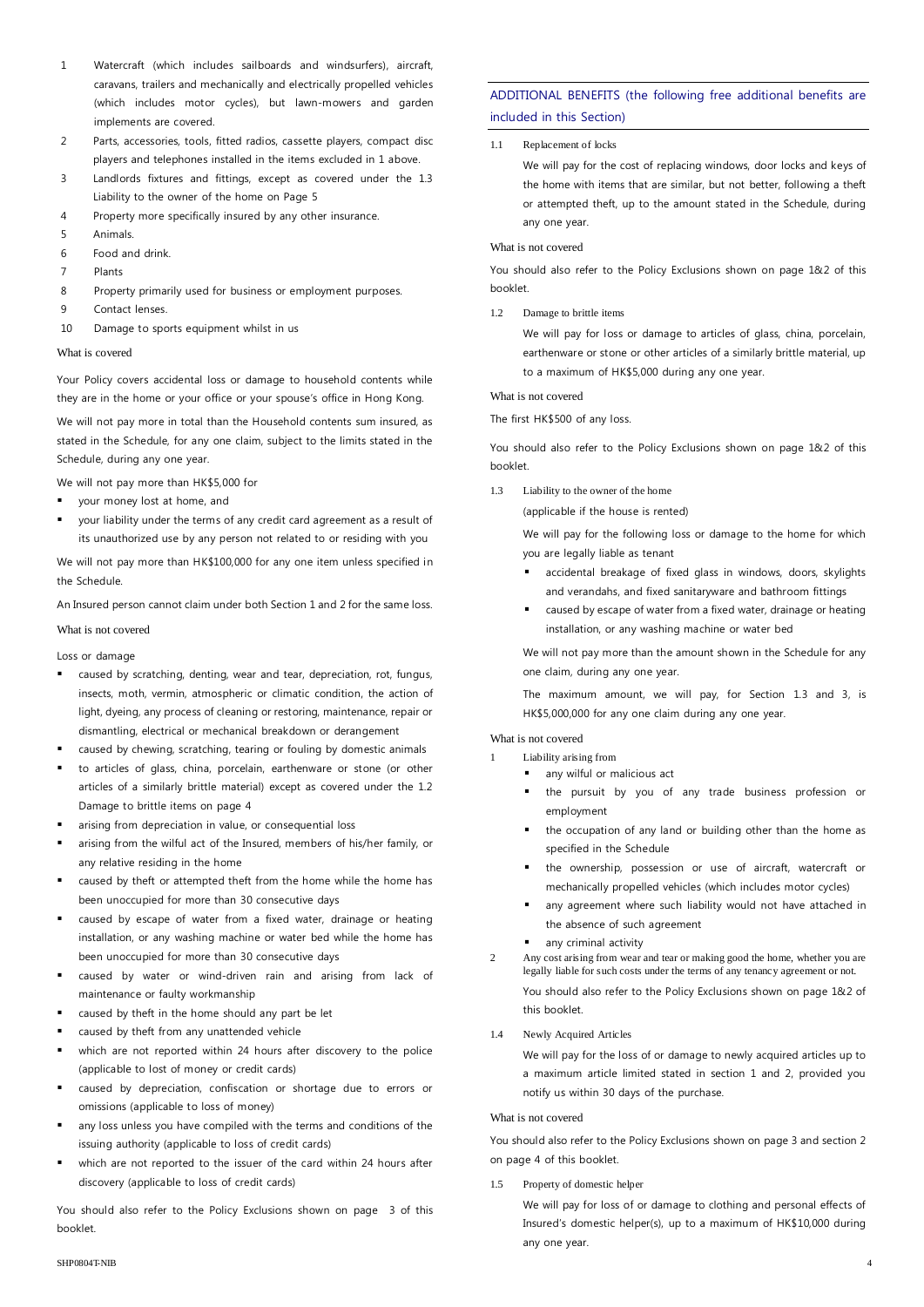1. Watercraft (which includes sailboards and windsurfers), aircraft, caravans, trailers and mechanically and electrically propelled vehicles (which includes motor cycles), but lawn-mowers and garden implements are covered.
2. Parts, accessories, tools, fitted radios, cassette players, compact disc players and telephones installed in the items excluded in 1 above.
3. Landlords fixtures and fittings, except as covered under the 1.3 Liability to the owner of the home on Page 5
4. Property more specifically insured by any other insurance.
5. Animals.
6. Food and drink.
7. Plants
8. Property primarily used for business or employment purposes.
9. Contact lenses.
10. Damage to sports equipment whilst in us

What is covered

Your Policy covers accidental loss or damage to household contents while they are in the home or your office or your spouse's office in Hong Kong.

We will not pay more in total than the Household contents sum insured, as stated in the Schedule, for any one claim, subject to the limits stated in the Schedule, during any one year.

We will not pay more than HK$5,000 for

- your money lost at home, and
- your liability under the terms of any credit card agreement as a result of its unauthorized use by any person not related to or residing with you

We will not pay more than HK$100,000 for any one item unless specified in the Schedule.

An Insured person cannot claim under both Section 1 and 2 for the same loss.

What is not covered

Loss or damage

- caused by scratching, denting, wear and tear, depreciation, rot, fungus, insects, moth, vermin, atmospheric or climatic condition, the action of light, dyeing, any process of cleaning or restoring, maintenance, repair or dismantling, electrical or mechanical breakdown or derangement
- caused by chewing, scratching, tearing or fouling by domestic animals
- to articles of glass, china, porcelain, earthenware or stone (or other articles of a similarly brittle material) except as covered under the 1.2 Damage to brittle items on page 4
- arising from depreciation in value, or consequential loss
- arising from the wilful act of the Insured, members of his/her family, or any relative residing in the home
- caused by theft or attempted theft from the home while the home has been unoccupied for more than 30 consecutive days
- caused by escape of water from a fixed water, drainage or heating installation, or any washing machine or water bed while the home has been unoccupied for more than 30 consecutive days
- caused by water or wind-driven rain and arising from lack of maintenance or faulty workmanship
- caused by theft in the home should any part be let
- caused by theft from any unattended vehicle
- which are not reported within 24 hours after discovery to the police (applicable to lost of money or credit cards)
- caused by depreciation, confiscation or shortage due to errors or omissions (applicable to loss of money)
- any loss unless you have compiled with the terms and conditions of the issuing authority (applicable to loss of credit cards)
- which are not reported to the issuer of the card within 24 hours after discovery (applicable to loss of credit cards)

You should also refer to the Policy Exclusions shown on page 3 of this booklet.

## ADDITIONAL BENEFITS (the following free additional benefits are included in this Section)

1.1 Replacement of locks

We will pay for the cost of replacing windows, door locks and keys of the home with items that are similar, but not better, following a theft or attempted theft, up to the amount stated in the Schedule, during any one year.

What is not covered

You should also refer to the Policy Exclusions shown on page 1&2 of this booklet.

1.2 Damage to brittle items

We will pay for loss or damage to articles of glass, china, porcelain, earthenware or stone or other articles of a similarly brittle material, up to a maximum of HK$5,000 during any one year.

What is not covered

The first HK$500 of any loss.

You should also refer to the Policy Exclusions shown on page 1&2 of this booklet.

1.3 Liability to the owner of the home

(applicable if the house is rented)

We will pay for the following loss or damage to the home for which you are legally liable as tenant

- accidental breakage of fixed glass in windows, doors, skylights and verandahs, and fixed sanitaryware and bathroom fittings
- caused by escape of water from a fixed water, drainage or heating installation, or any washing machine or water bed

We will not pay more than the amount shown in the Schedule for any one claim, during any one year.

The maximum amount, we will pay, for Section 1.3 and 3, is HK$5,000,000 for any one claim during any one year.

What is not covered

1. Liability arising from
   - any wilful or malicious act
   - the pursuit by you of any trade business profession or employment
   - the occupation of any land or building other than the home as specified in the Schedule
   - the ownership, possession or use of aircraft, watercraft or mechanically propelled vehicles (which includes motor cycles)
   - any agreement where such liability would not have attached in the absence of such agreement
   - any criminal activity
2. Any cost arising from wear and tear or making good the home, whether you are legally liable for such costs under the terms of any tenancy agreement or not.

   You should also refer to the Policy Exclusions shown on page 1&2 of this booklet.

1.4 Newly Acquired Articles

We will pay for the loss of or damage to newly acquired articles up to a maximum article limited stated in section 1 and 2, provided you notify us within 30 days of the purchase.

What is not covered

You should also refer to the Policy Exclusions shown on page 3 and section 2 on page 4 of this booklet.

1.5 Property of domestic helper

We will pay for loss of or damage to clothing and personal effects of Insured's domestic helper(s), up to a maximum of HK$10,000 during any one year.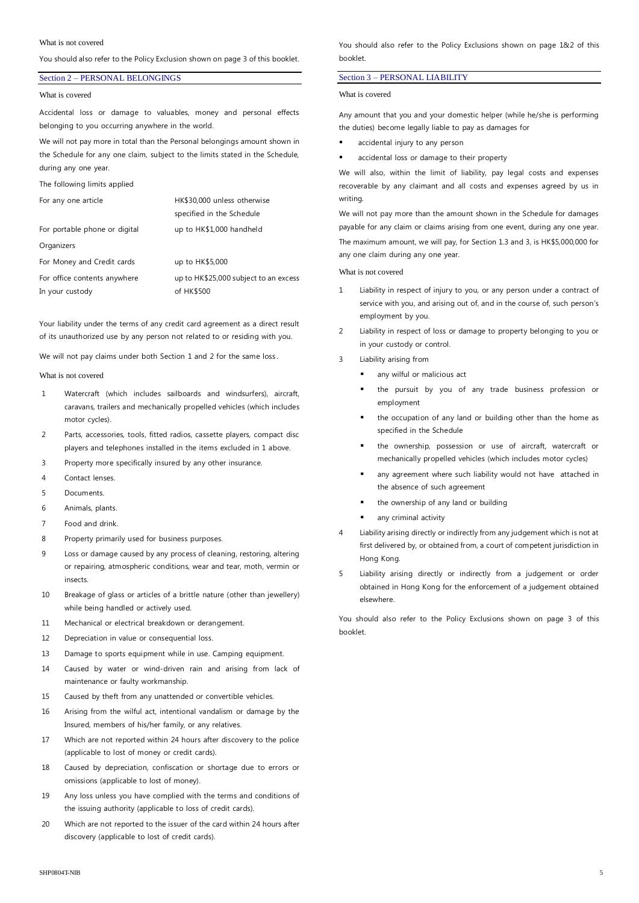What is not covered

You should also refer to the Policy Exclusion shown on page 3 of this booklet.

## Section 2 – PERSONAL BELONGINGS

What is covered

Accidental loss or damage to valuables, money and personal effects belonging to you occurring anywhere in the world.

We will not pay more in total than the Personal belongings amount shown in the Schedule for any one claim, subject to the limits stated in the Schedule, during any one year.

The following limits applied

| | |
|---|---|
| For any one article | HK$30,000 unless otherwise specified in the Schedule |
| For portable phone or digital Organizers | up to HK$1,000 handheld |
| For Money and Credit cards | up to HK$5,000 |
| For office contents anywhere In your custody | up to HK$25,000 subject to an excess of HK$500 |

Your liability under the terms of any credit card agreement as a direct result of its unauthorized use by any person not related to or residing with you.

We will not pay claims under both Section 1 and 2 for the same loss.

What is not covered

1. Watercraft (which includes sailboards and windsurfers), aircraft, caravans, trailers and mechanically propelled vehicles (which includes motor cycles).
2. Parts, accessories, tools, fitted radios, cassette players, compact disc players and telephones installed in the items excluded in 1 above.
3. Property more specifically insured by any other insurance.
4. Contact lenses.
5. Documents.
6. Animals, plants.
7. Food and drink.
8. Property primarily used for business purposes.
9. Loss or damage caused by any process of cleaning, restoring, altering or repairing, atmospheric conditions, wear and tear, moth, vermin or insects.
10. Breakage of glass or articles of a brittle nature (other than jewellery) while being handled or actively used.
11. Mechanical or electrical breakdown or derangement.
12. Depreciation in value or consequential loss.
13. Damage to sports equipment while in use. Camping equipment.
14. Caused by water or wind-driven rain and arising from lack of maintenance or faulty workmanship.
15. Caused by theft from any unattended or convertible vehicles.
16. Arising from the wilful act, intentional vandalism or damage by the Insured, members of his/her family, or any relatives.
17. Which are not reported within 24 hours after discovery to the police (applicable to lost of money or credit cards).
18. Caused by depreciation, confiscation or shortage due to errors or omissions (applicable to lost of money).
19. Any loss unless you have complied with the terms and conditions of the issuing authority (applicable to loss of credit cards).
20. Which are not reported to the issuer of the card within 24 hours after discovery (applicable to lost of credit cards).

You should also refer to the Policy Exclusions shown on page 1&2 of this booklet.

## Section 3 – PERSONAL LIABILITY

What is covered

Any amount that you and your domestic helper (while he/she is performing the duties) become legally liable to pay as damages for

- accidental injury to any person
- accidental loss or damage to their property

We will also, within the limit of liability, pay legal costs and expenses recoverable by any claimant and all costs and expenses agreed by us in writing.

We will not pay more than the amount shown in the Schedule for damages payable for any claim or claims arising from one event, during any one year.

The maximum amount, we will pay, for Section 1.3 and 3, is HK$5,000,000 for any one claim during any one year.

What is not covered

1. Liability in respect of injury to you, or any person under a contract of service with you, and arising out of, and in the course of, such person's employment by you.
2. Liability in respect of loss or damage to property belonging to you or in your custody or control.
3. Liability arising from
   - any wilful or malicious act
   - the pursuit by you of any trade business profession or employment
   - the occupation of any land or building other than the home as specified in the Schedule
   - the ownership, possession or use of aircraft, watercraft or mechanically propelled vehicles (which includes motor cycles)
   - any agreement where such liability would not have attached in the absence of such agreement
   - the ownership of any land or building
   - any criminal activity
4. Liability arising directly or indirectly from any judgement which is not at first delivered by, or obtained from, a court of competent jurisdiction in Hong Kong.
5. Liability arising directly or indirectly from a judgement or order obtained in Hong Kong for the enforcement of a judgement obtained elsewhere.

You should also refer to the Policy Exclusions shown on page 3 of this booklet.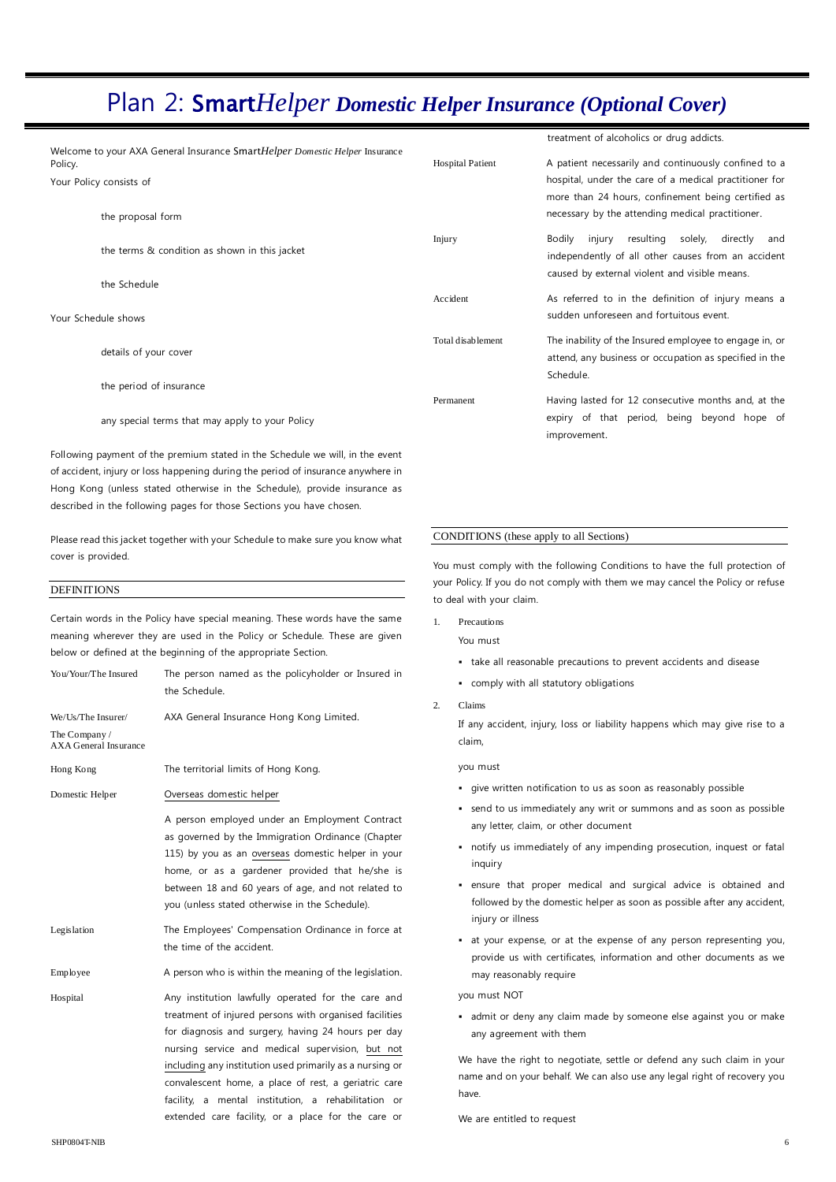# Plan 2: Smart*Helper* Domestic Helper Insurance (Optional Cover)

Welcome to your AXA General Insurance Smart*Helper* *Domestic Helper* Insurance Policy.

Your Policy consists of

- the proposal form
- the terms & condition as shown in this jacket
- the Schedule

Your Schedule shows

- details of your cover
- the period of insurance
- any special terms that may apply to your Policy

Following payment of the premium stated in the Schedule we will, in the event of accident, injury or loss happening during the period of insurance anywhere in Hong Kong (unless stated otherwise in the Schedule), provide insurance as described in the following pages for those Sections you have chosen.

Please read this jacket together with your Schedule to make sure you know what cover is provided.

## DEFINITIONS

Certain words in the Policy have special meaning. These words have the same meaning wherever they are used in the Policy or Schedule. These are given below or defined at the beginning of the appropriate Section.

| Term | Definition |
|---|---|
| You/Your/The Insured | The person named as the policyholder or Insured in the Schedule. |
| We/Us/The Insurer/ The Company / AXA General Insurance | AXA General Insurance Hong Kong Limited. |
| Hong Kong | The territorial limits of Hong Kong. |
| Domestic Helper | Overseas domestic helper<br>A person employed under an Employment Contract as governed by the Immigration Ordinance (Chapter 115) by you as an overseas domestic helper in your home, or as a gardener provided that he/she is between 18 and 60 years of age, and not related to you (unless stated otherwise in the Schedule). |
| Legislation | The Employees' Compensation Ordinance in force at the time of the accident. |
| Employee | A person who is within the meaning of the legislation. |
| Hospital | Any institution lawfully operated for the care and treatment of injured persons with organised facilities for diagnosis and surgery, having 24 hours per day nursing service and medical supervision, but not including any institution used primarily as a nursing or convalescent home, a place of rest, a geriatric care facility, a mental institution, a rehabilitation or extended care facility, or a place for the care or treatment of alcoholics or drug addicts. |
| Hospital Patient | A patient necessarily and continuously confined to a hospital, under the care of a medical practitioner for more than 24 hours, confinement being certified as necessary by the attending medical practitioner. |
| Injury | Bodily injury resulting solely, directly and independently of all other causes from an accident caused by external violent and visible means. |
| Accident | As referred to in the definition of injury means a sudden unforeseen and fortuitous event. |
| Total disablement | The inability of the Insured employee to engage in, or attend, any business or occupation as specified in the Schedule. |
| Permanent | Having lasted for 12 consecutive months and, at the expiry of that period, being beyond hope of improvement. |

## CONDITIONS (these apply to all Sections)

You must comply with the following Conditions to have the full protection of your Policy. If you do not comply with them we may cancel the Policy or refuse to deal with your claim.

1. Precautions

   You must

   - take all reasonable precautions to prevent accidents and disease
   - comply with all statutory obligations

2. Claims

   If any accident, injury, loss or liability happens which may give rise to a claim,

   you must

   - give written notification to us as soon as reasonably possible
   - send to us immediately any writ or summons and as soon as possible any letter, claim, or other document
   - notify us immediately of any impending prosecution, inquest or fatal inquiry
   - ensure that proper medical and surgical advice is obtained and followed by the domestic helper as soon as possible after any accident, injury or illness
   - at your expense, or at the expense of any person representing you, provide us with certificates, information and other documents as we may reasonably require

   you must NOT

   - admit or deny any claim made by someone else against you or make any agreement with them

   We have the right to negotiate, settle or defend any such claim in your name and on your behalf. We can also use any legal right of recovery you have.

   We are entitled to request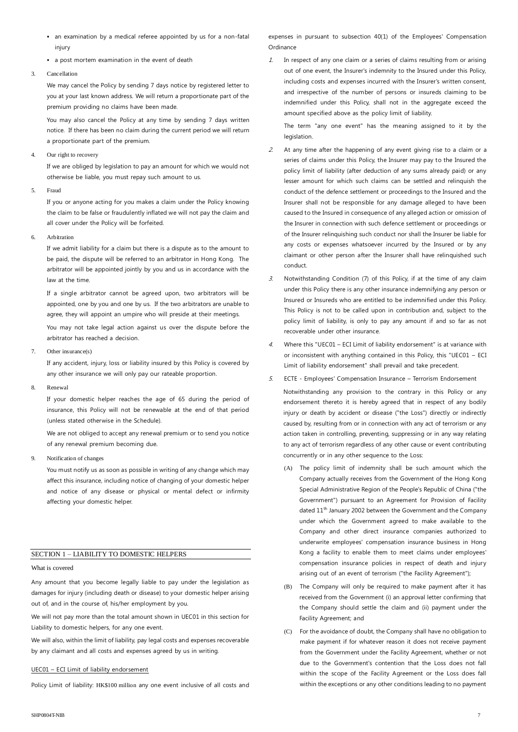- an examination by a medical referee appointed by us for a non-fatal injury
- a post mortem examination in the event of death

3. Cancellation

We may cancel the Policy by sending 7 days notice by registered letter to you at your last known address. We will return a proportionate part of the premium providing no claims have been made.

You may also cancel the Policy at any time by sending 7 days written notice. If there has been no claim during the current period we will return a proportionate part of the premium.

4. Our right to recovery

If we are obliged by legislation to pay an amount for which we would not otherwise be liable, you must repay such amount to us.

5. Fraud

If you or anyone acting for you makes a claim under the Policy knowing the claim to be false or fraudulently inflated we will not pay the claim and all cover under the Policy will be forfeited.

6. Arbitration

If we admit liability for a claim but there is a dispute as to the amount to be paid, the dispute will be referred to an arbitrator in Hong Kong. The arbitrator will be appointed jointly by you and us in accordance with the law at the time.

If a single arbitrator cannot be agreed upon, two arbitrators will be appointed, one by you and one by us. If the two arbitrators are unable to agree, they will appoint an umpire who will preside at their meetings.

You may not take legal action against us over the dispute before the arbitrator has reached a decision.

7. Other insurance(s)

If any accident, injury, loss or liability insured by this Policy is covered by any other insurance we will only pay our rateable proportion.

8. Renewal

If your domestic helper reaches the age of 65 during the period of insurance, this Policy will not be renewable at the end of that period (unless stated otherwise in the Schedule).

We are not obliged to accept any renewal premium or to send you notice of any renewal premium becoming due.

9. Notification of changes

You must notify us as soon as possible in writing of any change which may affect this insurance, including notice of changing of your domestic helper and notice of any disease or physical or mental defect or infirmity affecting your domestic helper.

## SECTION 1 – LIABILITY TO DOMESTIC HELPERS

What is covered

Any amount that you become legally liable to pay under the legislation as damages for injury (including death or disease) to your domestic helper arising out of, and in the course of, his/her employment by you.

We will not pay more than the total amount shown in UEC01 in this section for Liability to domestic helpers, for any one event.

We will also, within the limit of liability, pay legal costs and expenses recoverable by any claimant and all costs and expenses agreed by us in writing.

UEC01 – ECI Limit of liability endorsement

Policy Limit of liability: HK$100 million any one event inclusive of all costs and expenses in pursuant to subsection 40(1) of the Employees' Compensation Ordinance

1. In respect of any one claim or a series of claims resulting from or arising out of one event, the Insurer's indemnity to the Insured under this Policy, including costs and expenses incurred with the Insurer's written consent, and irrespective of the number of persons or insureds claiming to be indemnified under this Policy, shall not in the aggregate exceed the amount specified above as the policy limit of liability.

   The term "any one event" has the meaning assigned to it by the legislation.

2. At any time after the happening of any event giving rise to a claim or a series of claims under this Policy, the Insurer may pay to the Insured the policy limit of liability (after deduction of any sums already paid) or any lesser amount for which such claims can be settled and relinquish the conduct of the defence settlement or proceedings to the Insured and the Insurer shall not be responsible for any damage alleged to have been caused to the Insured in consequence of any alleged action or omission of the Insurer in connection with such defence settlement or proceedings or of the Insurer relinquishing such conduct nor shall the Insurer be liable for any costs or expenses whatsoever incurred by the Insured or by any claimant or other person after the Insurer shall have relinquished such conduct.

3. Notwithstanding Condition (7) of this Policy, if at the time of any claim under this Policy there is any other insurance indemnifying any person or Insured or Insureds who are entitled to be indemnified under this Policy. This Policy is not to be called upon in contribution and, subject to the policy limit of liability, is only to pay any amount if and so far as not recoverable under other insurance.

4. Where this "UEC01 – ECI Limit of liability endorsement" is at variance with or inconsistent with anything contained in this Policy, this "UEC01 – ECI Limit of liability endorsement" shall prevail and take precedent.

5. ECTE - Employees' Compensation Insurance – Terrorism Endorsement

   Notwithstanding any provision to the contrary in this Policy or any endorsement thereto it is hereby agreed that in respect of any bodily injury or death by accident or disease ("the Loss") directly or indirectly caused by, resulting from or in connection with any act of terrorism or any action taken in controlling, preventing, suppressing or in any way relating to any act of terrorism regardless of any other cause or event contributing concurrently or in any other sequence to the Loss:

   (A) The policy limit of indemnity shall be such amount which the Company actually receives from the Government of the Hong Kong Special Administrative Region of the People's Republic of China ("the Government") pursuant to an Agreement for Provision of Facility dated 11th January 2002 between the Government and the Company under which the Government agreed to make available to the Company and other direct insurance companies authorized to underwrite employees' compensation insurance business in Hong Kong a facility to enable them to meet claims under employees' compensation insurance policies in respect of death and injury arising out of an event of terrorism ("the Facility Agreement");

   (B) The Company will only be required to make payment after it has received from the Government (i) an approval letter confirming that the Company should settle the claim and (ii) payment under the Facility Agreement; and

   (C) For the avoidance of doubt, the Company shall have no obligation to make payment if for whatever reason it does not receive payment from the Government under the Facility Agreement, whether or not due to the Government's contention that the Loss does not fall within the scope of the Facility Agreement or the Loss does fall within the exceptions or any other conditions leading to no payment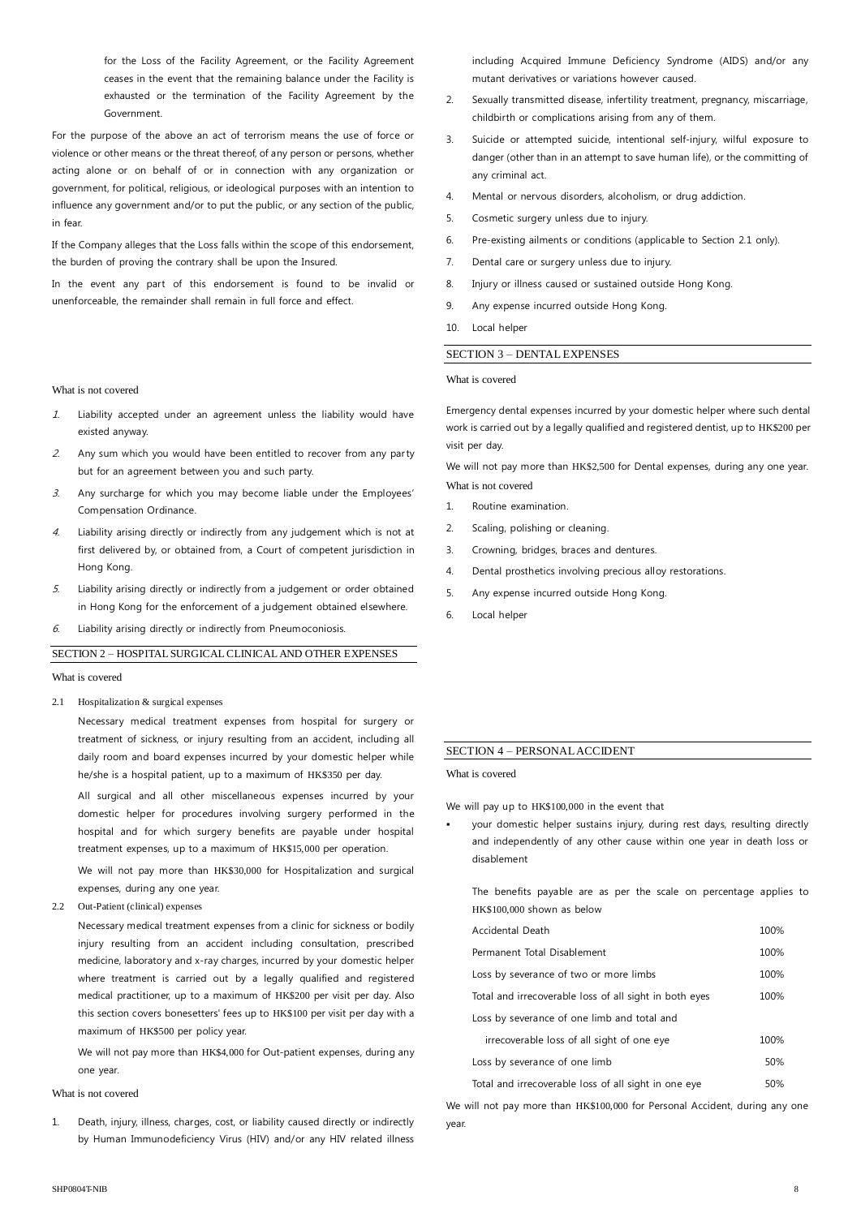for the Loss of the Facility Agreement, or the Facility Agreement ceases in the event that the remaining balance under the Facility is exhausted or the termination of the Facility Agreement by the Government.

For the purpose of the above an act of terrorism means the use of force or violence or other means or the threat thereof, of any person or persons, whether acting alone or on behalf of or in connection with any organization or government, for political, religious, or ideological purposes with an intention to influence any government and/or to put the public, or any section of the public, in fear.

If the Company alleges that the Loss falls within the scope of this endorsement, the burden of proving the contrary shall be upon the Insured.

In the event any part of this endorsement is found to be invalid or unenforceable, the remainder shall remain in full force and effect.

What is not covered

1. Liability accepted under an agreement unless the liability would have existed anyway.
2. Any sum which you would have been entitled to recover from any party but for an agreement between you and such party.
3. Any surcharge for which you may become liable under the Employees' Compensation Ordinance.
4. Liability arising directly or indirectly from any judgement which is not at first delivered by, or obtained from, a Court of competent jurisdiction in Hong Kong.
5. Liability arising directly or indirectly from a judgement or order obtained in Hong Kong for the enforcement of a judgement obtained elsewhere.
6. Liability arising directly or indirectly from Pneumoconiosis.

## SECTION 2 – HOSPITAL SURGICAL CLINICAL AND OTHER EXPENSES

What is covered

2.1 Hospitalization & surgical expenses

Necessary medical treatment expenses from hospital for surgery or treatment of sickness, or injury resulting from an accident, including all daily room and board expenses incurred by your domestic helper while he/she is a hospital patient, up to a maximum of HK$350 per day.

All surgical and all other miscellaneous expenses incurred by your domestic helper for procedures involving surgery performed in the hospital and for which surgery benefits are payable under hospital treatment expenses, up to a maximum of HK$15,000 per operation.

We will not pay more than HK$30,000 for Hospitalization and surgical expenses, during any one year.

2.2 Out-Patient (clinical) expenses

Necessary medical treatment expenses from a clinic for sickness or bodily injury resulting from an accident including consultation, prescribed medicine, laboratory and x-ray charges, incurred by your domestic helper where treatment is carried out by a legally qualified and registered medical practitioner, up to a maximum of HK$200 per visit per day. Also this section covers bonesetters' fees up to HK$100 per visit per day with a maximum of HK$500 per policy year.

We will not pay more than HK$4,000 for Out-patient expenses, during any one year.

What is not covered

1. Death, injury, illness, charges, cost, or liability caused directly or indirectly by Human Immunodeficiency Virus (HIV) and/or any HIV related illness including Acquired Immune Deficiency Syndrome (AIDS) and/or any mutant derivatives or variations however caused.
2. Sexually transmitted disease, infertility treatment, pregnancy, miscarriage, childbirth or complications arising from any of them.
3. Suicide or attempted suicide, intentional self-injury, wilful exposure to danger (other than in an attempt to save human life), or the committing of any criminal act.
4. Mental or nervous disorders, alcoholism, or drug addiction.
5. Cosmetic surgery unless due to injury.
6. Pre-existing ailments or conditions (applicable to Section 2.1 only).
7. Dental care or surgery unless due to injury.
8. Injury or illness caused or sustained outside Hong Kong.
9. Any expense incurred outside Hong Kong.
10. Local helper

## SECTION 3 – DENTAL EXPENSES

What is covered

Emergency dental expenses incurred by your domestic helper where such dental work is carried out by a legally qualified and registered dentist, up to HK$200 per visit per day.

We will not pay more than HK$2,500 for Dental expenses, during any one year.

What is not covered

1. Routine examination.
2. Scaling, polishing or cleaning.
3. Crowning, bridges, braces and dentures.
4. Dental prosthetics involving precious alloy restorations.
5. Any expense incurred outside Hong Kong.
6. Local helper

## SECTION 4 – PERSONAL ACCIDENT

What is covered

We will pay up to HK$100,000 in the event that

- your domestic helper sustains injury, during rest days, resulting directly and independently of any other cause within one year in death loss or disablement

The benefits payable are as per the scale on percentage applies to HK$100,000 shown as below

| | |
|---|---|
| Accidental Death | 100% |
| Permanent Total Disablement | 100% |
| Loss by severance of two or more limbs | 100% |
| Total and irrecoverable loss of all sight in both eyes | 100% |
| Loss by severance of one limb and total and irrecoverable loss of all sight of one eye | 100% |
| Loss by severance of one limb | 50% |
| Total and irrecoverable loss of all sight in one eye | 50% |

We will not pay more than HK$100,000 for Personal Accident, during any one year.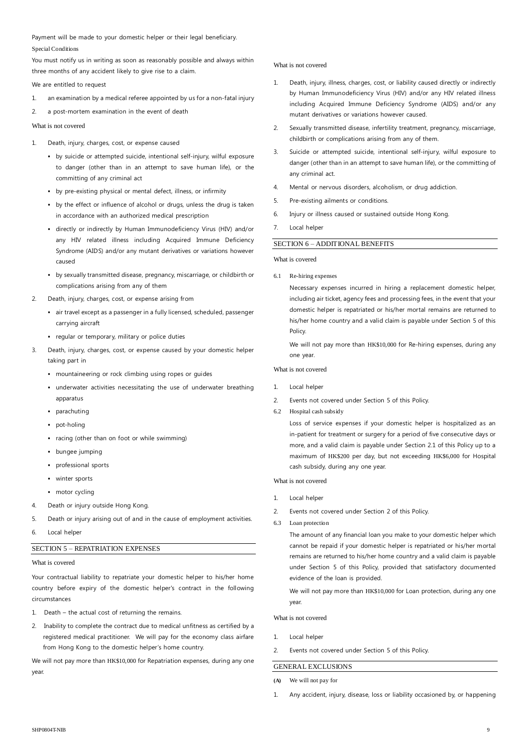Payment will be made to your domestic helper or their legal beneficiary.

Special Conditions

You must notify us in writing as soon as reasonably possible and always within three months of any accident likely to give rise to a claim.

We are entitled to request

1. an examination by a medical referee appointed by us for a non-fatal injury
2. a post-mortem examination in the event of death

What is not covered

1. Death, injury, charges, cost, or expense caused
   - by suicide or attempted suicide, intentional self-injury, wilful exposure to danger (other than in an attempt to save human life), or the committing of any criminal act
   - by pre-existing physical or mental defect, illness, or infirmity
   - by the effect or influence of alcohol or drugs, unless the drug is taken in accordance with an authorized medical prescription
   - directly or indirectly by Human Immunodeficiency Virus (HIV) and/or any HIV related illness including Acquired Immune Deficiency Syndrome (AIDS) and/or any mutant derivatives or variations however caused
   - by sexually transmitted disease, pregnancy, miscarriage, or childbirth or complications arising from any of them
2. Death, injury, charges, cost, or expense arising from
   - air travel except as a passenger in a fully licensed, scheduled, passenger carrying aircraft
   - regular or temporary, military or police duties
3. Death, injury, charges, cost, or expense caused by your domestic helper taking part in
   - mountaineering or rock climbing using ropes or guides
   - underwater activities necessitating the use of underwater breathing apparatus
   - parachuting
   - pot-holing
   - racing (other than on foot or while swimming)
   - bungee jumping
   - professional sports
   - winter sports
   - motor cycling
4. Death or injury outside Hong Kong.
5. Death or injury arising out of and in the cause of employment activities.
6. Local helper

## SECTION 5 – REPATRIATION EXPENSES

What is covered

Your contractual liability to repatriate your domestic helper to his/her home country before expiry of the domestic helper's contract in the following circumstances

1. Death – the actual cost of returning the remains.
2. Inability to complete the contract due to medical unfitness as certified by a registered medical practitioner. We will pay for the economy class airfare from Hong Kong to the domestic helper's home country.

We will not pay more than HK$10,000 for Repatriation expenses, during any one year.

What is not covered

1. Death, injury, illness, charges, cost, or liability caused directly or indirectly by Human Immunodeficiency Virus (HIV) and/or any HIV related illness including Acquired Immune Deficiency Syndrome (AIDS) and/or any mutant derivatives or variations however caused.
2. Sexually transmitted disease, infertility treatment, pregnancy, miscarriage, childbirth or complications arising from any of them.
3. Suicide or attempted suicide, intentional self-injury, wilful exposure to danger (other than in an attempt to save human life), or the committing of any criminal act.
4. Mental or nervous disorders, alcoholism, or drug addiction.
5. Pre-existing ailments or conditions.
6. Injury or illness caused or sustained outside Hong Kong.
7. Local helper

## SECTION 6 – ADDITIONAL BENEFITS

What is covered

6.1 Re-hiring expenses

Necessary expenses incurred in hiring a replacement domestic helper, including air ticket, agency fees and processing fees, in the event that your domestic helper is repatriated or his/her mortal remains are returned to his/her home country and a valid claim is payable under Section 5 of this Policy.

We will not pay more than HK$10,000 for Re-hiring expenses, during any one year.

What is not covered

1. Local helper
2. Events not covered under Section 5 of this Policy.

6.2 Hospital cash subsidy

Loss of service expenses if your domestic helper is hospitalized as an in-patient for treatment or surgery for a period of five consecutive days or more, and a valid claim is payable under Section 2.1 of this Policy up to a maximum of HK$200 per day, but not exceeding HK$6,000 for Hospital cash subsidy, during any one year.

What is not covered

1. Local helper
2. Events not covered under Section 2 of this Policy.

6.3 Loan protection

The amount of any financial loan you make to your domestic helper which cannot be repaid if your domestic helper is repatriated or his/her mortal remains are returned to his/her home country and a valid claim is payable under Section 5 of this Policy, provided that satisfactory documented evidence of the loan is provided.

We will not pay more than HK$10,000 for Loan protection, during any one year.

What is not covered

1. Local helper
2. Events not covered under Section 5 of this Policy.

## GENERAL EXCLUSIONS

**(A)** We will not pay for

1. Any accident, injury, disease, loss or liability occasioned by, or happening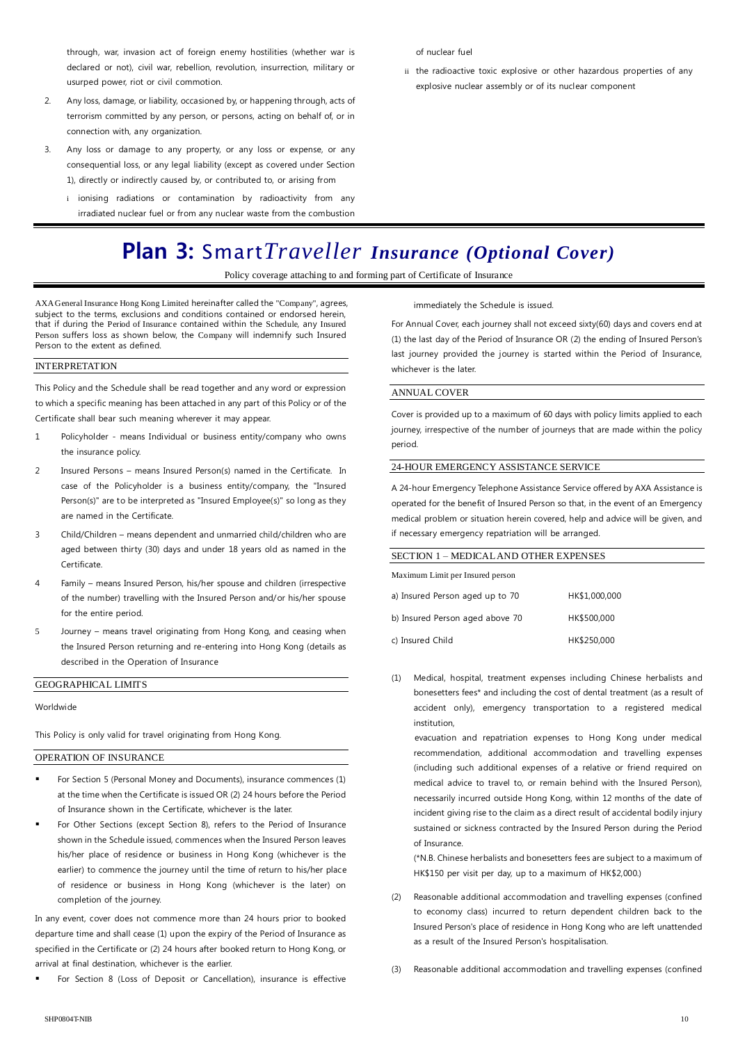through, war, invasion act of foreign enemy hostilities (whether war is declared or not), civil war, rebellion, revolution, insurrection, military or usurped power, riot or civil commotion.

2. Any loss, damage, or liability, occasioned by, or happening through, acts of terrorism committed by any person, or persons, acting on behalf of, or in connection with, any organization.

3. Any loss or damage to any property, or any loss or expense, or any consequential loss, or any legal liability (except as covered under Section 1), directly or indirectly caused by, or contributed to, or arising from

   i ionising radiations or contamination by radioactivity from any irradiated nuclear fuel or from any nuclear waste from the combustion of nuclear fuel

   ii the radioactive toxic explosive or other hazardous properties of any explosive nuclear assembly or of its nuclear component

# Plan 3: Smart*Traveller* *Insurance (Optional Cover)*

Policy coverage attaching to and forming part of Certificate of Insurance

AXA General Insurance Hong Kong Limited hereinafter called the "Company", agrees, subject to the terms, exclusions and conditions contained or endorsed herein, that if during the Period of Insurance contained within the Schedule, any Insured Person suffers loss as shown below, the Company will indemnify such Insured Person to the extent as defined.

## INTERPRETATION

This Policy and the Schedule shall be read together and any word or expression to which a specific meaning has been attached in any part of this Policy or of the Certificate shall bear such meaning wherever it may appear.

1 Policyholder - means Individual or business entity/company who owns the insurance policy.

2 Insured Persons – means Insured Person(s) named in the Certificate. In case of the Policyholder is a business entity/company, the "Insured Person(s)" are to be interpreted as "Insured Employee(s)" so long as they are named in the Certificate.

3 Child/Children – means dependent and unmarried child/children who are aged between thirty (30) days and under 18 years old as named in the Certificate.

4 Family – means Insured Person, his/her spouse and children (irrespective of the number) travelling with the Insured Person and/or his/her spouse for the entire period.

5 Journey – means travel originating from Hong Kong, and ceasing when the Insured Person returning and re-entering into Hong Kong (details as described in the Operation of Insurance

## GEOGRAPHICAL LIMITS

Worldwide

This Policy is only valid for travel originating from Hong Kong.

## OPERATION OF INSURANCE

- For Section 5 (Personal Money and Documents), insurance commences (1) at the time when the Certificate is issued OR (2) 24 hours before the Period of Insurance shown in the Certificate, whichever is the later.
- For Other Sections (except Section 8), refers to the Period of Insurance shown in the Schedule issued, commences when the Insured Person leaves his/her place of residence or business in Hong Kong (whichever is the earlier) to commence the journey until the time of return to his/her place of residence or business in Hong Kong (whichever is the later) on completion of the journey.

In any event, cover does not commence more than 24 hours prior to booked departure time and shall cease (1) upon the expiry of the Period of Insurance as specified in the Certificate or (2) 24 hours after booked return to Hong Kong, or arrival at final destination, whichever is the earlier.

- For Section 8 (Loss of Deposit or Cancellation), insurance is effective immediately the Schedule is issued.

For Annual Cover, each journey shall not exceed sixty(60) days and covers end at (1) the last day of the Period of Insurance OR (2) the ending of Insured Person's last journey provided the journey is started within the Period of Insurance, whichever is the later.

## ANNUAL COVER

Cover is provided up to a maximum of 60 days with policy limits applied to each journey, irrespective of the number of journeys that are made within the policy period.

## 24-HOUR EMERGENCY ASSISTANCE SERVICE

A 24-hour Emergency Telephone Assistance Service offered by AXA Assistance is operated for the benefit of Insured Person so that, in the event of an Emergency medical problem or situation herein covered, help and advice will be given, and if necessary emergency repatriation will be arranged.

## SECTION 1 – MEDICAL AND OTHER EXPENSES

| Maximum Limit per Insured person | |
|---|---|
| a) Insured Person aged up to 70 | HK$1,000,000 |
| b) Insured Person aged above 70 | HK$500,000 |
| c) Insured Child | HK$250,000 |

(1) Medical, hospital, treatment expenses including Chinese herbalists and bonesetters fees* and including the cost of dental treatment (as a result of accident only), emergency transportation to a registered medical institution,

evacuation and repatriation expenses to Hong Kong under medical recommendation, additional accommodation and travelling expenses (including such additional expenses of a relative or friend required on medical advice to travel to, or remain behind with the Insured Person), necessarily incurred outside Hong Kong, within 12 months of the date of incident giving rise to the claim as a direct result of accidental bodily injury sustained or sickness contracted by the Insured Person during the Period of Insurance.

(*N.B. Chinese herbalists and bonesetters fees are subject to a maximum of HK$150 per visit per day, up to a maximum of HK$2,000.)

(2) Reasonable additional accommodation and travelling expenses (confined to economy class) incurred to return dependent children back to the Insured Person's place of residence in Hong Kong who are left unattended as a result of the Insured Person's hospitalisation.

(3) Reasonable additional accommodation and travelling expenses (confined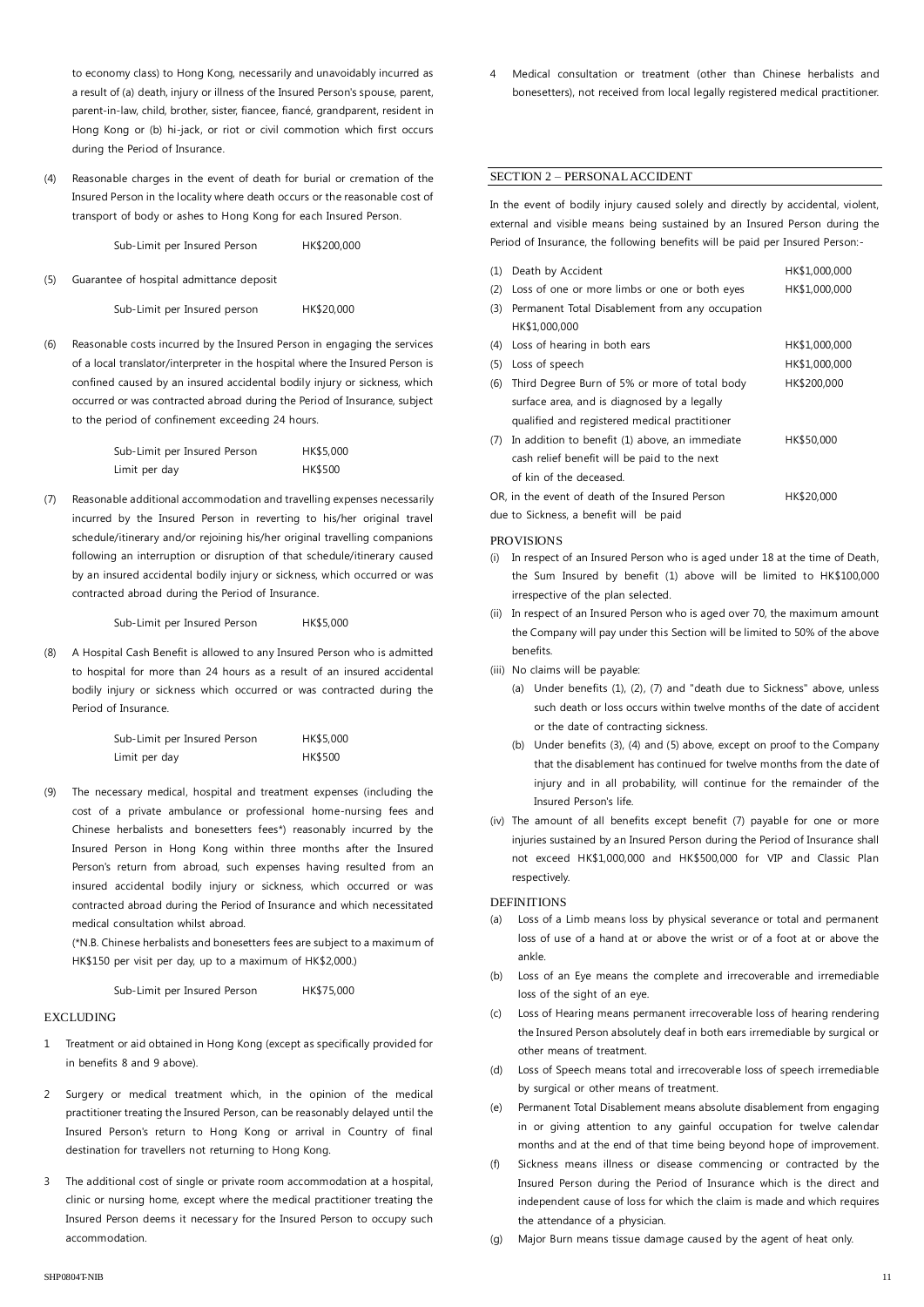to economy class) to Hong Kong, necessarily and unavoidably incurred as a result of (a) death, injury or illness of the Insured Person's spouse, parent, parent-in-law, child, brother, sister, fiancee, fiancé, grandparent, resident in Hong Kong or (b) hi-jack, or riot or civil commotion which first occurs during the Period of Insurance.

(4) Reasonable charges in the event of death for burial or cremation of the Insured Person in the locality where death occurs or the reasonable cost of transport of body or ashes to Hong Kong for each Insured Person.

| | |
|---|---|
| Sub-Limit per Insured Person | HK$200,000 |

(5) Guarantee of hospital admittance deposit

| | |
|---|---|
| Sub-Limit per Insured person | HK$20,000 |

(6) Reasonable costs incurred by the Insured Person in engaging the services of a local translator/interpreter in the hospital where the Insured Person is confined caused by an insured accidental bodily injury or sickness, which occurred or was contracted abroad during the Period of Insurance, subject to the period of confinement exceeding 24 hours.

| | |
|---|---|
| Sub-Limit per Insured Person | HK$5,000 |
| Limit per day | HK$500 |

(7) Reasonable additional accommodation and travelling expenses necessarily incurred by the Insured Person in reverting to his/her original travel schedule/itinerary and/or rejoining his/her original travelling companions following an interruption or disruption of that schedule/itinerary caused by an insured accidental bodily injury or sickness, which occurred or was contracted abroad during the Period of Insurance.

| | |
|---|---|
| Sub-Limit per Insured Person | HK$5,000 |

(8) A Hospital Cash Benefit is allowed to any Insured Person who is admitted to hospital for more than 24 hours as a result of an insured accidental bodily injury or sickness which occurred or was contracted during the Period of Insurance.

| | |
|---|---|
| Sub-Limit per Insured Person | HK$5,000 |
| Limit per day | HK$500 |

(9) The necessary medical, hospital and treatment expenses (including the cost of a private ambulance or professional home-nursing fees and Chinese herbalists and bonesetters fees*) reasonably incurred by the Insured Person in Hong Kong within three months after the Insured Person's return from abroad, such expenses having resulted from an insured accidental bodily injury or sickness, which occurred or was contracted abroad during the Period of Insurance and which necessitated medical consultation whilst abroad.

(*N.B. Chinese herbalists and bonesetters fees are subject to a maximum of HK$150 per visit per day, up to a maximum of HK$2,000.)

| | |
|---|---|
| Sub-Limit per Insured Person | HK$75,000 |

EXCLUDING

1. Treatment or aid obtained in Hong Kong (except as specifically provided for in benefits 8 and 9 above).

2. Surgery or medical treatment which, in the opinion of the medical practitioner treating the Insured Person, can be reasonably delayed until the Insured Person's return to Hong Kong or arrival in Country of final destination for travellers not returning to Hong Kong.

3. The additional cost of single or private room accommodation at a hospital, clinic or nursing home, except where the medical practitioner treating the Insured Person deems it necessary for the Insured Person to occupy such accommodation.

4. Medical consultation or treatment (other than Chinese herbalists and bonesetters), not received from local legally registered medical practitioner.

## SECTION 2 – PERSONAL ACCIDENT

In the event of bodily injury caused solely and directly by accidental, violent, external and visible means being sustained by an Insured Person during the Period of Insurance, the following benefits will be paid per Insured Person:-

| | | |
|---|---|---|
| (1) | Death by Accident | HK$1,000,000 |
| (2) | Loss of one or more limbs or one or both eyes | HK$1,000,000 |
| (3) | Permanent Total Disablement from any occupation | HK$1,000,000 |
| (4) | Loss of hearing in both ears | HK$1,000,000 |
| (5) | Loss of speech | HK$1,000,000 |
| (6) | Third Degree Burn of 5% or more of total body surface area, and is diagnosed by a legally qualified and registered medical practitioner | HK$200,000 |
| (7) | In addition to benefit (1) above, an immediate cash relief benefit will be paid to the next of kin of the deceased. | HK$50,000 |
| | OR, in the event of death of the Insured Person due to Sickness, a benefit will be paid | HK$20,000 |

PROVISIONS

(i) In respect of an Insured Person who is aged under 18 at the time of Death, the Sum Insured by benefit (1) above will be limited to HK$100,000 irrespective of the plan selected.

(ii) In respect of an Insured Person who is aged over 70, the maximum amount the Company will pay under this Section will be limited to 50% of the above benefits.

(iii) No claims will be payable:
   (a) Under benefits (1), (2), (7) and "death due to Sickness" above, unless such death or loss occurs within twelve months of the date of accident or the date of contracting sickness.
   (b) Under benefits (3), (4) and (5) above, except on proof to the Company that the disablement has continued for twelve months from the date of injury and in all probability, will continue for the remainder of the Insured Person's life.

(iv) The amount of all benefits except benefit (7) payable for one or more injuries sustained by an Insured Person during the Period of Insurance shall not exceed HK$1,000,000 and HK$500,000 for VIP and Classic Plan respectively.

DEFINITIONS

(a) Loss of a Limb means loss by physical severance or total and permanent loss of use of a hand at or above the wrist or of a foot at or above the ankle.

(b) Loss of an Eye means the complete and irrecoverable and irremediable loss of the sight of an eye.

(c) Loss of Hearing means permanent irrecoverable loss of hearing rendering the Insured Person absolutely deaf in both ears irremediable by surgical or other means of treatment.

(d) Loss of Speech means total and irrecoverable loss of speech irremediable by surgical or other means of treatment.

(e) Permanent Total Disablement means absolute disablement from engaging in or giving attention to any gainful occupation for twelve calendar months and at the end of that time being beyond hope of improvement.

(f) Sickness means illness or disease commencing or contracted by the Insured Person during the Period of Insurance which is the direct and independent cause of loss for which the claim is made and which requires the attendance of a physician.

(g) Major Burn means tissue damage caused by the agent of heat only.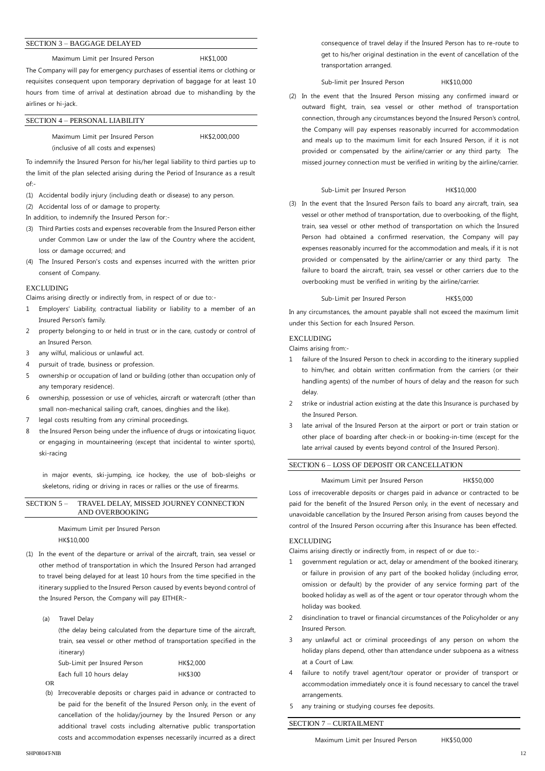## SECTION 3 – BAGGAGE DELAYED

Maximum Limit per Insured Person HK$1,000

The Company will pay for emergency purchases of essential items or clothing or requisites consequent upon temporary deprivation of baggage for at least 10 hours from time of arrival at destination abroad due to mishandling by the airlines or hi-jack.

## SECTION 4 – PERSONAL LIABILITY

Maximum Limit per Insured Person HK$2,000,000
(inclusive of all costs and expenses)

To indemnify the Insured Person for his/her legal liability to third parties up to the limit of the plan selected arising during the Period of Insurance as a result of:-

(1) Accidental bodily injury (including death or disease) to any person.
(2) Accidental loss of or damage to property.

In addition, to indemnify the Insured Person for:-

(3) Third Parties costs and expenses recoverable from the Insured Person either under Common Law or under the law of the Country where the accident, loss or damage occurred; and
(4) The Insured Person's costs and expenses incurred with the written prior consent of Company.

### EXCLUDING

Claims arising directly or indirectly from, in respect of or due to:-

1. Employers' Liability, contractual liability or liability to a member of an Insured Person's family.
2. property belonging to or held in trust or in the care, custody or control of an Insured Person.
3. any wilful, malicious or unlawful act.
4. pursuit of trade, business or profession.
5. ownership or occupation of land or building (other than occupation only of any temporary residence).
6. ownership, possession or use of vehicles, aircraft or watercraft (other than small non-mechanical sailing craft, canoes, dinghies and the like).
7. legal costs resulting from any criminal proceedings.
8. the Insured Person being under the influence of drugs or intoxicating liquor, or engaging in mountaineering (except that incidental to winter sports), ski-racing

   in major events, ski-jumping, ice hockey, the use of bob-sleighs or skeletons, riding or driving in races or rallies or the use of firearms.

## SECTION 5 – TRAVEL DELAY, MISSED JOURNEY CONNECTION AND OVERBOOKING

Maximum Limit per Insured Person
HK$10,000

(1) In the event of the departure or arrival of the aircraft, train, sea vessel or other method of transportation in which the Insured Person had arranged to travel being delayed for at least 10 hours from the time specified in the itinerary supplied to the Insured Person caused by events beyond control of the Insured Person, the Company will pay EITHER:-

   (a) Travel Delay

   (the delay being calculated from the departure time of the aircraft, train, sea vessel or other method of transportation specified in the itinerary)

   Sub-Limit per Insured Person HK$2,000
   Each full 10 hours delay HK$300

   OR

   (b) Irrecoverable deposits or charges paid in advance or contracted to be paid for the benefit of the Insured Person only, in the event of cancellation of the holiday/journey by the Insured Person or any additional travel costs including alternative public transportation costs and accommodation expenses necessarily incurred as a direct consequence of travel delay if the Insured Person has to re-route to get to his/her original destination in the event of cancellation of the transportation arranged.

   Sub-limit per Insured Person HK$10,000

(2) In the event that the Insured Person missing any confirmed inward or outward flight, train, sea vessel or other method of transportation connection, through any circumstances beyond the Insured Person's control, the Company will pay expenses reasonably incurred for accommodation and meals up to the maximum limit for each Insured Person, if it is not provided or compensated by the airline/carrier or any third party. The missed journey connection must be verified in writing by the airline/carrier.

   Sub-Limit per Insured Person HK$10,000

(3) In the event that the Insured Person fails to board any aircraft, train, sea vessel or other method of transportation, due to overbooking, of the flight, train, sea vessel or other method of transportation on which the Insured Person had obtained a confirmed reservation, the Company will pay expenses reasonably incurred for the accommodation and meals, if it is not provided or compensated by the airline/carrier or any third party. The failure to board the aircraft, train, sea vessel or other carriers due to the overbooking must be verified in writing by the airline/carrier.

   Sub-Limit per Insured Person HK$5,000

In any circumstances, the amount payable shall not exceed the maximum limit under this Section for each Insured Person.

### EXCLUDING

Claims arising from:-

1. failure of the Insured Person to check in according to the itinerary supplied to him/her, and obtain written confirmation from the carriers (or their handling agents) of the number of hours of delay and the reason for such delay.
2. strike or industrial action existing at the date this Insurance is purchased by the Insured Person.
3. late arrival of the Insured Person at the airport or port or train station or other place of boarding after check-in or booking-in-time (except for the late arrival caused by events beyond control of the Insured Person).

## SECTION 6 – LOSS OF DEPOSIT OR CANCELLATION

Maximum Limit per Insured Person HK$50,000

Loss of irrecoverable deposits or charges paid in advance or contracted to be paid for the benefit of the Insured Person only, in the event of necessary and unavoidable cancellation by the Insured Person arising from causes beyond the control of the Insured Person occurring after this Insurance has been effected.

### EXCLUDING

Claims arising directly or indirectly from, in respect of or due to:-

1. government regulation or act, delay or amendment of the booked itinerary, or failure in provision of any part of the booked holiday (including error, omission or default) by the provider of any service forming part of the booked holiday as well as of the agent or tour operator through whom the holiday was booked.
2. disinclination to travel or financial circumstances of the Policyholder or any Insured Person.
3. any unlawful act or criminal proceedings of any person on whom the holiday plans depend, other than attendance under subpoena as a witness at a Court of Law.
4. failure to notify travel agent/tour operator or provider of transport or accommodation immediately once it is found necessary to cancel the travel arrangements.
5. any training or studying courses fee deposits.

## SECTION 7 – CURTAILMENT

Maximum Limit per Insured Person HK$50,000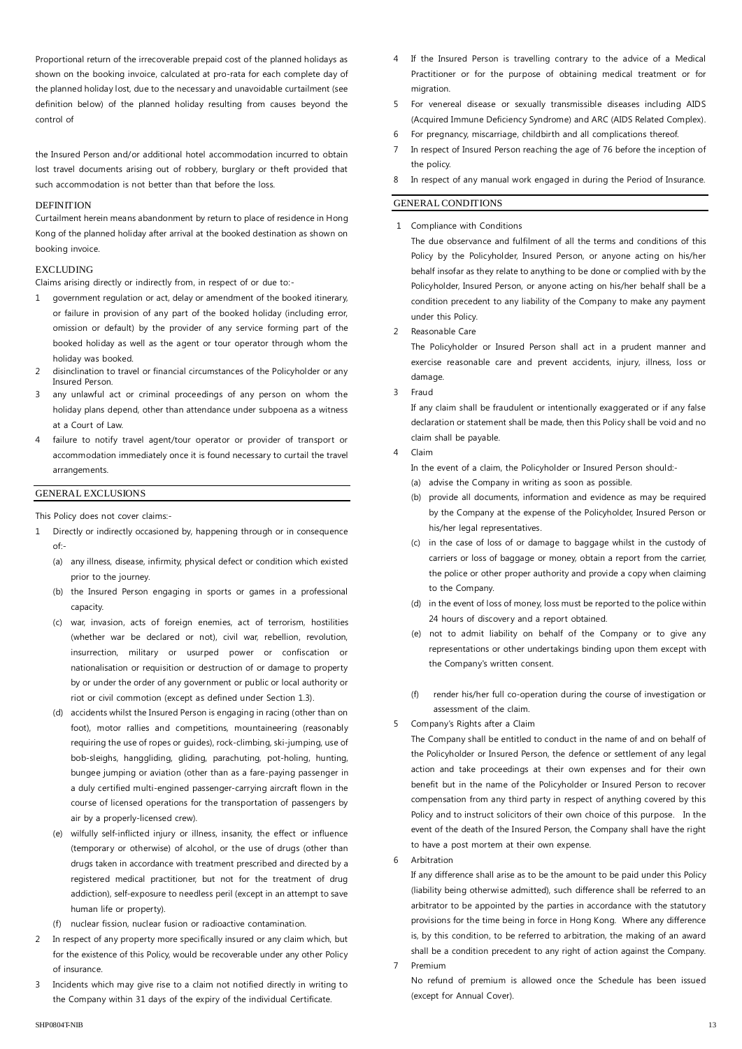Proportional return of the irrecoverable prepaid cost of the planned holidays as shown on the booking invoice, calculated at pro-rata for each complete day of the planned holiday lost, due to the necessary and unavoidable curtailment (see definition below) of the planned holiday resulting from causes beyond the control of

the Insured Person and/or additional hotel accommodation incurred to obtain lost travel documents arising out of robbery, burglary or theft provided that such accommodation is not better than that before the loss.

### DEFINITION

Curtailment herein means abandonment by return to place of residence in Hong Kong of the planned holiday after arrival at the booked destination as shown on booking invoice.

### EXCLUDING

Claims arising directly or indirectly from, in respect of or due to:-

1. government regulation or act, delay or amendment of the booked itinerary, or failure in provision of any part of the booked holiday (including error, omission or default) by the provider of any service forming part of the booked holiday as well as the agent or tour operator through whom the holiday was booked.
2. disinclination to travel or financial circumstances of the Policyholder or any Insured Person.
3. any unlawful act or criminal proceedings of any person on whom the holiday plans depend, other than attendance under subpoena as a witness at a Court of Law.
4. failure to notify travel agent/tour operator or provider of transport or accommodation immediately once it is found necessary to curtail the travel arrangements.

## GENERAL EXCLUSIONS

This Policy does not cover claims:-

1. Directly or indirectly occasioned by, happening through or in consequence of:-
   - (a) any illness, disease, infirmity, physical defect or condition which existed prior to the journey.
   - (b) the Insured Person engaging in sports or games in a professional capacity.
   - (c) war, invasion, acts of foreign enemies, act of terrorism, hostilities (whether war be declared or not), civil war, rebellion, revolution, insurrection, military or usurped power or confiscation or nationalisation or requisition or destruction of or damage to property by or under the order of any government or public or local authority or riot or civil commotion (except as defined under Section 1.3).
   - (d) accidents whilst the Insured Person is engaging in racing (other than on foot), motor rallies and competitions, mountaineering (reasonably requiring the use of ropes or guides), rock-climbing, ski-jumping, use of bob-sleighs, hanggliding, gliding, parachuting, pot-holing, hunting, bungee jumping or aviation (other than as a fare-paying passenger in a duly certified multi-engined passenger-carrying aircraft flown in the course of licensed operations for the transportation of passengers by air by a properly-licensed crew).
   - (e) wilfully self-inflicted injury or illness, insanity, the effect or influence (temporary or otherwise) of alcohol, or the use of drugs (other than drugs taken in accordance with treatment prescribed and directed by a registered medical practitioner, but not for the treatment of drug addiction), self-exposure to needless peril (except in an attempt to save human life or property).
   - (f) nuclear fission, nuclear fusion or radioactive contamination.
2. In respect of any property more specifically insured or any claim which, but for the existence of this Policy, would be recoverable under any other Policy of insurance.
3. Incidents which may give rise to a claim not notified directly in writing to the Company within 31 days of the expiry of the individual Certificate.
4. If the Insured Person is travelling contrary to the advice of a Medical Practitioner or for the purpose of obtaining medical treatment or for migration.
5. For venereal disease or sexually transmissible diseases including AIDS (Acquired Immune Deficiency Syndrome) and ARC (AIDS Related Complex).
6. For pregnancy, miscarriage, childbirth and all complications thereof.
7. In respect of Insured Person reaching the age of 76 before the inception of the policy.
8. In respect of any manual work engaged in during the Period of Insurance.

## GENERAL CONDITIONS

1. Compliance with Conditions

   The due observance and fulfilment of all the terms and conditions of this Policy by the Policyholder, Insured Person, or anyone acting on his/her behalf insofar as they relate to anything to be done or complied with by the Policyholder, Insured Person, or anyone acting on his/her behalf shall be a condition precedent to any liability of the Company to make any payment under this Policy.

2. Reasonable Care

   The Policyholder or Insured Person shall act in a prudent manner and exercise reasonable care and prevent accidents, injury, illness, loss or damage.

3. Fraud

   If any claim shall be fraudulent or intentionally exaggerated or if any false declaration or statement shall be made, then this Policy shall be void and no claim shall be payable.

4. Claim

   In the event of a claim, the Policyholder or Insured Person should:-
   - (a) advise the Company in writing as soon as possible.
   - (b) provide all documents, information and evidence as may be required by the Company at the expense of the Policyholder, Insured Person or his/her legal representatives.
   - (c) in the case of loss of or damage to baggage whilst in the custody of carriers or loss of baggage or money, obtain a report from the carrier, the police or other proper authority and provide a copy when claiming to the Company.
   - (d) in the event of loss of money, loss must be reported to the police within 24 hours of discovery and a report obtained.
   - (e) not to admit liability on behalf of the Company or to give any representations or other undertakings binding upon them except with the Company's written consent.
   - (f) render his/her full co-operation during the course of investigation or assessment of the claim.

5. Company's Rights after a Claim

   The Company shall be entitled to conduct in the name of and on behalf of the Policyholder or Insured Person, the defence or settlement of any legal action and take proceedings at their own expenses and for their own benefit but in the name of the Policyholder or Insured Person to recover compensation from any third party in respect of anything covered by this Policy and to instruct solicitors of their own choice of this purpose. In the event of the death of the Insured Person, the Company shall have the right to have a post mortem at their own expense.

6. Arbitration

   If any difference shall arise as to be the amount to be paid under this Policy (liability being otherwise admitted), such difference shall be referred to an arbitrator to be appointed by the parties in accordance with the statutory provisions for the time being in force in Hong Kong. Where any difference is, by this condition, to be referred to arbitration, the making of an award shall be a condition precedent to any right of action against the Company.

7. Premium

   No refund of premium is allowed once the Schedule has been issued (except for Annual Cover).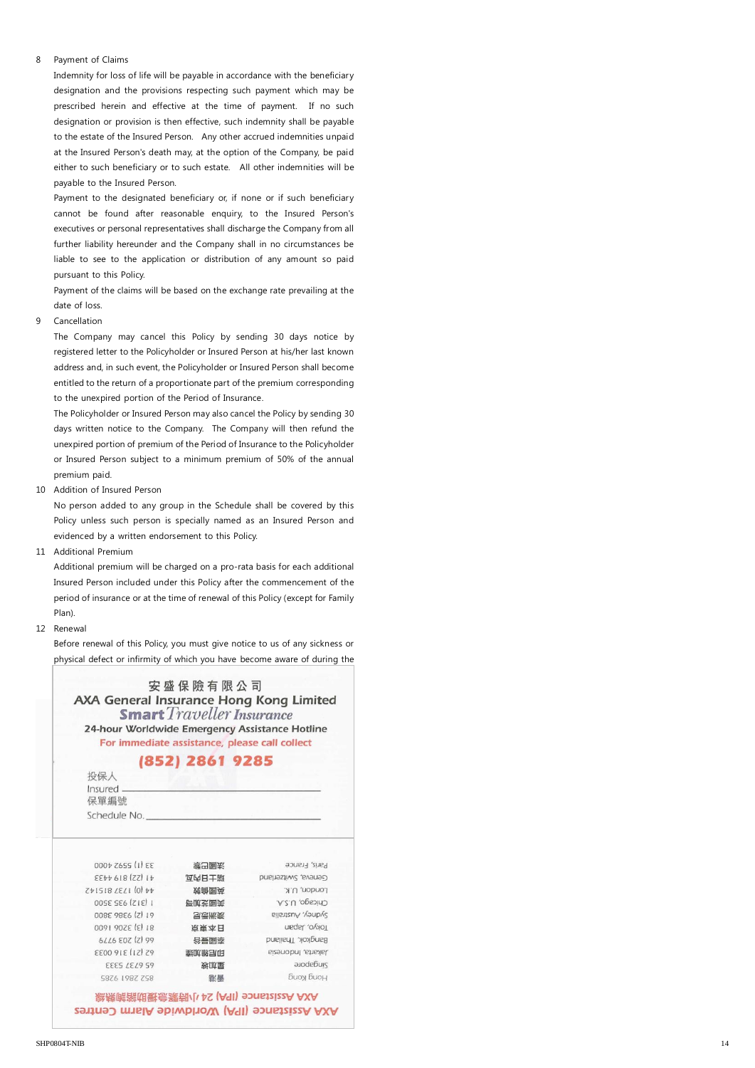8 Payment of Claims

Indemnity for loss of life will be payable in accordance with the beneficiary designation and the provisions respecting such payment which may be prescribed herein and effective at the time of payment. If no such designation or provision is then effective, such indemnity shall be payable to the estate of the Insured Person. Any other accrued indemnities unpaid at the Insured Person's death may, at the option of the Company, be paid either to such beneficiary or to such estate. All other indemnities will be payable to the Insured Person.

Payment to the designated beneficiary or, if none or if such beneficiary cannot be found after reasonable enquiry, to the Insured Person's executives or personal representatives shall discharge the Company from all further liability hereunder and the Company shall in no circumstances be liable to see to the application or distribution of any amount so paid pursuant to this Policy.

Payment of the claims will be based on the exchange rate prevailing at the date of loss.

9 Cancellation

The Company may cancel this Policy by sending 30 days notice by registered letter to the Policyholder or Insured Person at his/her last known address and, in such event, the Policyholder or Insured Person shall become entitled to the return of a proportionate part of the premium corresponding to the unexpired portion of the Period of Insurance.

The Policyholder or Insured Person may also cancel the Policy by sending 30 days written notice to the Company. The Company will then refund the unexpired portion of premium of the Period of Insurance to the Policyholder or Insured Person subject to a minimum premium of 50% of the annual premium paid.

10 Addition of Insured Person

No person added to any group in the Schedule shall be covered by this Policy unless such person is specially named as an Insured Person and evidenced by a written endorsement to this Policy.

11 Additional Premium

Additional premium will be charged on a pro-rata basis for each additional Insured Person included under this Policy after the commencement of the period of insurance or at the time of renewal of this Policy (except for Family Plan).

12 Renewal

Before renewal of this Policy, you must give notice to us of any sickness or physical defect or infirmity of which you have become aware of during the

安盛保險有限公司

**AXA General Insurance Hong Kong Limited**

**Smart *Traveller* Insurance**

**24-hour Worldwide Emergency Assistance Hotline**

For immediate assistance, please call collect

**(852) 2861 9285**

投保人
Insured ____________________

保單編號
Schedule No. ____________________

**AXA Assistance (IPA) Worldwide Alarm Centres**

**AXA Assistance (IPA) 24小時緊急援助服務熱線**

| | | |
|---|---|---|
| Hong Kong | 香港 | 852 2861 9285 |
| Singapore | 新加坡 | 65 6737 5333 |
| Jakarta, Indonesia | 印尼雅加達 | 62 (21) 316 0033 |
| Bangkok, Thailand | 泰國曼谷 | 66 (2) 203 6779 |
| Tokyo, Japan | 日本東京 | 81 (3) 3206 1600 |
| Sydney, Australia | 澳洲悉尼 | 61 (2) 9936 3800 |
| Chicago, U.S.A. | 美國芝加哥 | 1 (312) 935 3500 |
| London, U.K. | 英國倫敦 | 44 (0) 1737 815142 |
| Geneva, Switzerland | 瑞士日內瓦 | 41 (22) 819 4433 |
| Paris, France | 法國巴黎 | 33 (1) 5592 4000 |